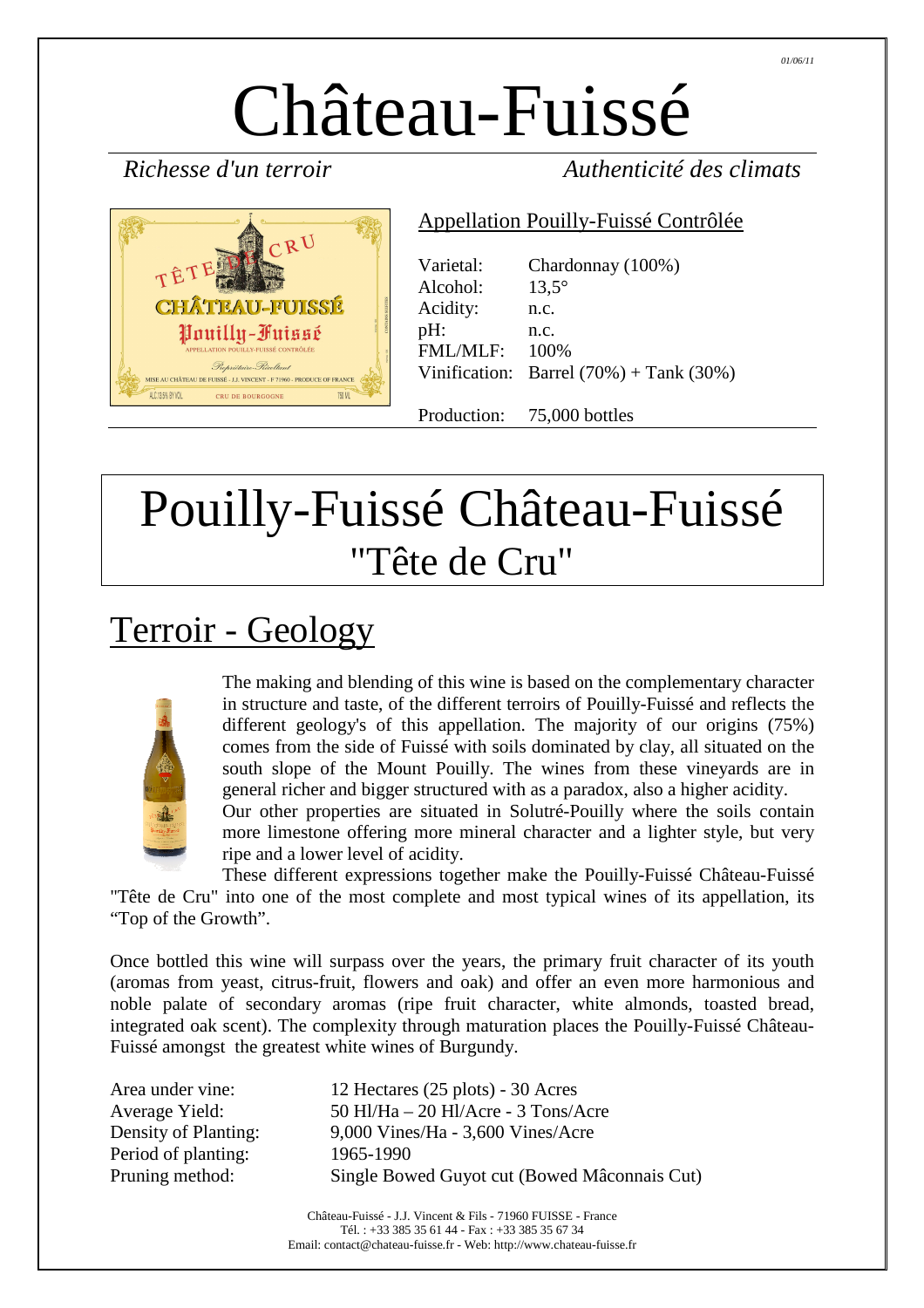01/06/11

# Château-Fuissé

*Richesse d'un terroir* *Authenticité des climats*

Appellation Pouilly-Fuissé Contrôlée

| | |
|---|---|
| Varietal: | Chardonnay (100%) |
| Alcohol: | 13,5° |
| Acidity: | n.c. |
| pH: | n.c. |
| FML/MLF: | 100% |
| Vinification: | Barrel (70%) + Tank (30%) |
| Production: | 75,000 bottles |

# Pouilly-Fuissé Château-Fuissé "Tête de Cru"

## Terroir - Geology

The making and blending of this wine is based on the complementary character in structure and taste, of the different terroirs of Pouilly-Fuissé and reflects the different geology's of this appellation. The majority of our origins (75%) comes from the side of Fuissé with soils dominated by clay, all situated on the south slope of the Mount Pouilly. The wines from these vineyards are in general richer and bigger structured with as a paradox, also a higher acidity.
Our other properties are situated in Solutré-Pouilly where the soils contain more limestone offering more mineral character and a lighter style, but very ripe and a lower level of acidity.
These different expressions together make the Pouilly-Fuissé Château-Fuissé "Tête de Cru" into one of the most complete and most typical wines of its appellation, its "Top of the Growth".

Once bottled this wine will surpass over the years, the primary fruit character of its youth (aromas from yeast, citrus-fruit, flowers and oak) and offer an even more harmonious and noble palate of secondary aromas (ripe fruit character, white almonds, toasted bread, integrated oak scent). The complexity through maturation places the Pouilly-Fuissé Château-Fuissé amongst the greatest white wines of Burgundy.

| | |
|---|---|
| Area under vine: | 12 Hectares (25 plots) - 30 Acres |
| Average Yield: | 50 Hl/Ha – 20 Hl/Acre - 3 Tons/Acre |
| Density of Planting: | 9,000 Vines/Ha - 3,600 Vines/Acre |
| Period of planting: | 1965-1990 |
| Pruning method: | Single Bowed Guyot cut (Bowed Mâconnais Cut) |

Château-Fuissé - J.J. Vincent & Fils - 71960 FUISSE - France
Tél. : +33 385 35 61 44 - Fax : +33 385 35 67 34
Email: contact@chateau-fuisse.fr - Web: http://www.chateau-fuisse.fr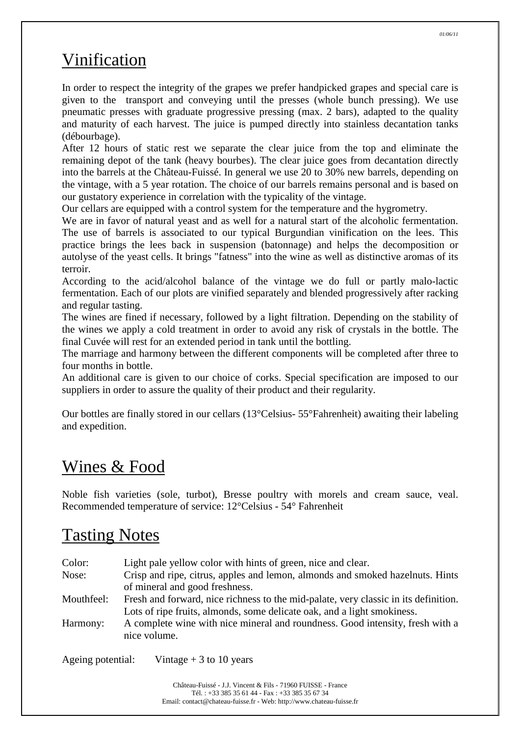# Vinification

In order to respect the integrity of the grapes we prefer handpicked grapes and special care is given to the transport and conveying until the presses (whole bunch pressing). We use pneumatic presses with graduate progressive pressing (max. 2 bars), adapted to the quality and maturity of each harvest. The juice is pumped directly into stainless decantation tanks (débourbage).

After 12 hours of static rest we separate the clear juice from the top and eliminate the remaining depot of the tank (heavy bourbes). The clear juice goes from decantation directly into the barrels at the Château-Fuissé. In general we use 20 to 30% new barrels, depending on the vintage, with a 5 year rotation. The choice of our barrels remains personal and is based on our gustatory experience in correlation with the typicality of the vintage.

Our cellars are equipped with a control system for the temperature and the hygrometry.

We are in favor of natural yeast and as well for a natural start of the alcoholic fermentation. The use of barrels is associated to our typical Burgundian vinification on the lees. This practice brings the lees back in suspension (batonnage) and helps the decomposition or autolyse of the yeast cells. It brings "fatness" into the wine as well as distinctive aromas of its terroir.

According to the acid/alcohol balance of the vintage we do full or partly malo-lactic fermentation. Each of our plots are vinified separately and blended progressively after racking and regular tasting.

The wines are fined if necessary, followed by a light filtration. Depending on the stability of the wines we apply a cold treatment in order to avoid any risk of crystals in the bottle. The final Cuvée will rest for an extended period in tank until the bottling.

The marriage and harmony between the different components will be completed after three to four months in bottle.

An additional care is given to our choice of corks. Special specification are imposed to our suppliers in order to assure the quality of their product and their regularity.

Our bottles are finally stored in our cellars (13°Celsius- 55°Fahrenheit) awaiting their labeling and expedition.

# Wines & Food

Noble fish varieties (sole, turbot), Bresse poultry with morels and cream sauce, veal.
Recommended temperature of service: 12°Celsius - 54° Fahrenheit

# Tasting Notes

| | |
|---|---|
| Color: | Light pale yellow color with hints of green, nice and clear. |
| Nose: | Crisp and ripe, citrus, apples and lemon, almonds and smoked hazelnuts. Hints of mineral and good freshness. |
| Mouthfeel: | Fresh and forward, nice richness to the mid-palate, very classic in its definition. Lots of ripe fruits, almonds, some delicate oak, and a light smokiness. |
| Harmony: | A complete wine with nice mineral and roundness. Good intensity, fresh with a nice volume. |

Ageing potential: Vintage + 3 to 10 years

Château-Fuissé - J.J. Vincent & Fils - 71960 FUISSE - France
Tél. : +33 385 35 61 44 - Fax : +33 385 35 67 34
Email: contact@chateau-fuisse.fr - Web: http://www.chateau-fuisse.fr